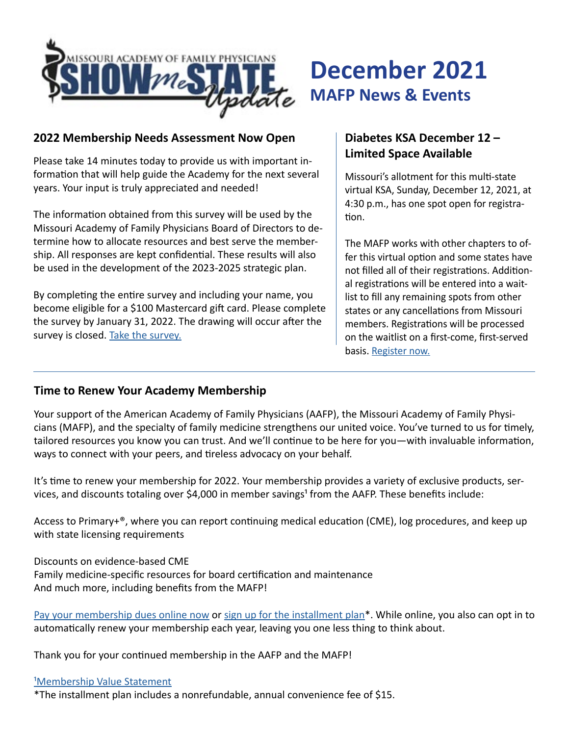# December 2021

## MAFP News & Events

### 2022 Membership Needs Assessment Now Open

Please take 14 minutes today to provide us with important information that will help guide the Academy for the next several years. Your input is truly appreciated and needed!

The information obtained from this survey will be used by the Missouri Academy of Family Physicians Board of Directors to determine how to allocate resources and best serve the membership. All responses are kept confidential. These results will also be used in the development of the 2023-2025 strategic plan.

By completing the entire survey and including your name, you become eligible for a $100 Mastercard gift card. Please complete the survey by January 31, 2022. The drawing will occur after the survey is closed. Take the survey.

### Diabetes KSA December 12 – Limited Space Available

Missouri's allotment for this multi-state virtual KSA, Sunday, December 12, 2021, at 4:30 p.m., has one spot open for registration.

The MAFP works with other chapters to offer this virtual option and some states have not filled all of their registrations. Additional registrations will be entered into a waitlist to fill any remaining spots from other states or any cancellations from Missouri members. Registrations will be processed on the waitlist on a first-come, first-served basis. Register now.

---

### Time to Renew Your Academy Membership

Your support of the American Academy of Family Physicians (AAFP), the Missouri Academy of Family Physicians (MAFP), and the specialty of family medicine strengthens our united voice. You've turned to us for timely, tailored resources you know you can trust. And we'll continue to be here for you—with invaluable information, ways to connect with your peers, and tireless advocacy on your behalf.

It's time to renew your membership for 2022. Your membership provides a variety of exclusive products, services, and discounts totaling over $4,000 in member savings[1] from the AAFP. These benefits include:

Access to Primary+®, where you can report continuing medical education (CME), log procedures, and keep up with state licensing requirements

Discounts on evidence-based CME
Family medicine-specific resources for board certification and maintenance
And much more, including benefits from the MAFP!

Pay your membership dues online now or sign up for the installment plan*. While online, you also can opt in to automatically renew your membership each year, leaving you one less thing to think about.

Thank you for your continued membership in the AAFP and the MAFP!

[1]Membership Value Statement
*The installment plan includes a nonrefundable, annual convenience fee of $15.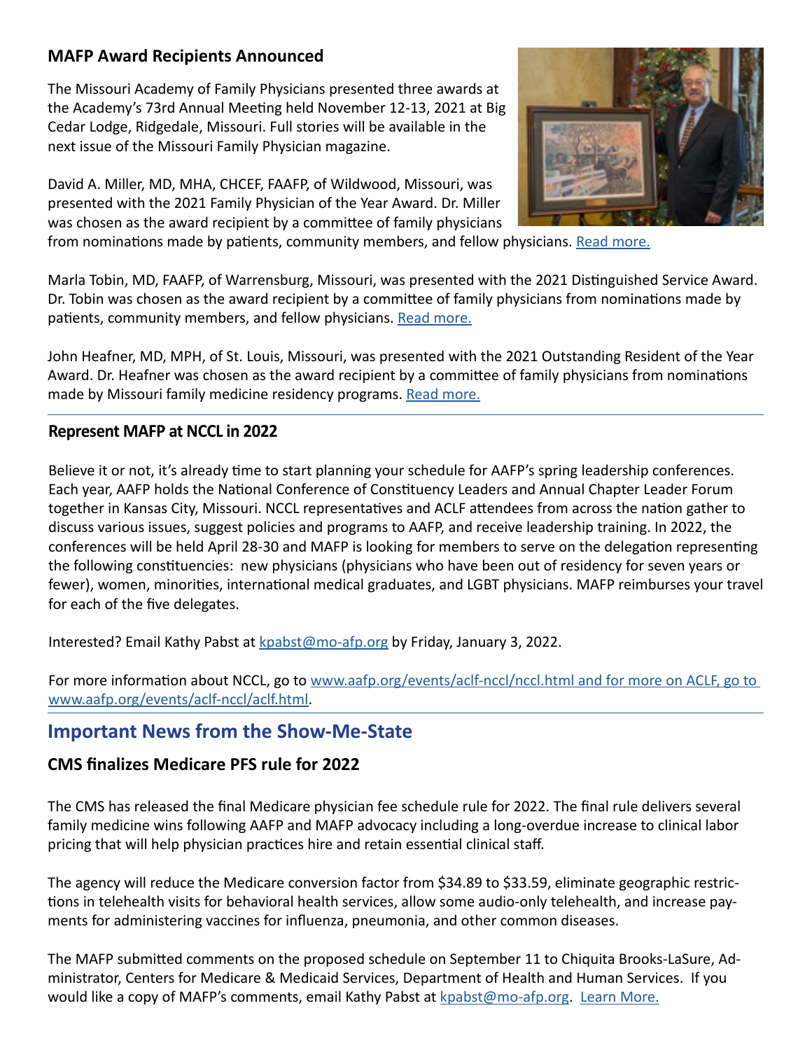### MAFP Award Recipients Announced

The Missouri Academy of Family Physicians presented three awards at the Academy's 73rd Annual Meeting held November 12-13, 2021 at Big Cedar Lodge, Ridgedale, Missouri. Full stories will be available in the next issue of the Missouri Family Physician magazine.

David A. Miller, MD, MHA, CHCEF, FAAFP, of Wildwood, Missouri, was presented with the 2021 Family Physician of the Year Award. Dr. Miller was chosen as the award recipient by a committee of family physicians from nominations made by patients, community members, and fellow physicians. Read more.

Marla Tobin, MD, FAAFP, of Warrensburg, Missouri, was presented with the 2021 Distinguished Service Award. Dr. Tobin was chosen as the award recipient by a committee of family physicians from nominations made by patients, community members, and fellow physicians. Read more.

John Heafner, MD, MPH, of St. Louis, Missouri, was presented with the 2021 Outstanding Resident of the Year Award. Dr. Heafner was chosen as the award recipient by a committee of family physicians from nominations made by Missouri family medicine residency programs. Read more.

### Represent MAFP at NCCL in 2022

Believe it or not, it's already time to start planning your schedule for AAFP's spring leadership conferences. Each year, AAFP holds the National Conference of Constituency Leaders and Annual Chapter Leader Forum together in Kansas City, Missouri. NCCL representatives and ACLF attendees from across the nation gather to discuss various issues, suggest policies and programs to AAFP, and receive leadership training. In 2022, the conferences will be held April 28-30 and MAFP is looking for members to serve on the delegation representing the following constituencies: new physicians (physicians who have been out of residency for seven years or fewer), women, minorities, international medical graduates, and LGBT physicians. MAFP reimburses your travel for each of the five delegates.

Interested? Email Kathy Pabst at kpabst@mo-afp.org by Friday, January 3, 2022.

For more information about NCCL, go to www.aafp.org/events/aclf-nccl/nccl.html and for more on ACLF, go to www.aafp.org/events/aclf-nccl/aclf.html.

## Important News from the Show-Me-State

### CMS finalizes Medicare PFS rule for 2022

The CMS has released the final Medicare physician fee schedule rule for 2022. The final rule delivers several family medicine wins following AAFP and MAFP advocacy including a long-overdue increase to clinical labor pricing that will help physician practices hire and retain essential clinical staff.

The agency will reduce the Medicare conversion factor from $34.89 to $33.59, eliminate geographic restrictions in telehealth visits for behavioral health services, allow some audio-only telehealth, and increase payments for administering vaccines for influenza, pneumonia, and other common diseases.

The MAFP submitted comments on the proposed schedule on September 11 to Chiquita Brooks-LaSure, Administrator, Centers for Medicare & Medicaid Services, Department of Health and Human Services. If you would like a copy of MAFP's comments, email Kathy Pabst at kpabst@mo-afp.org. Learn More.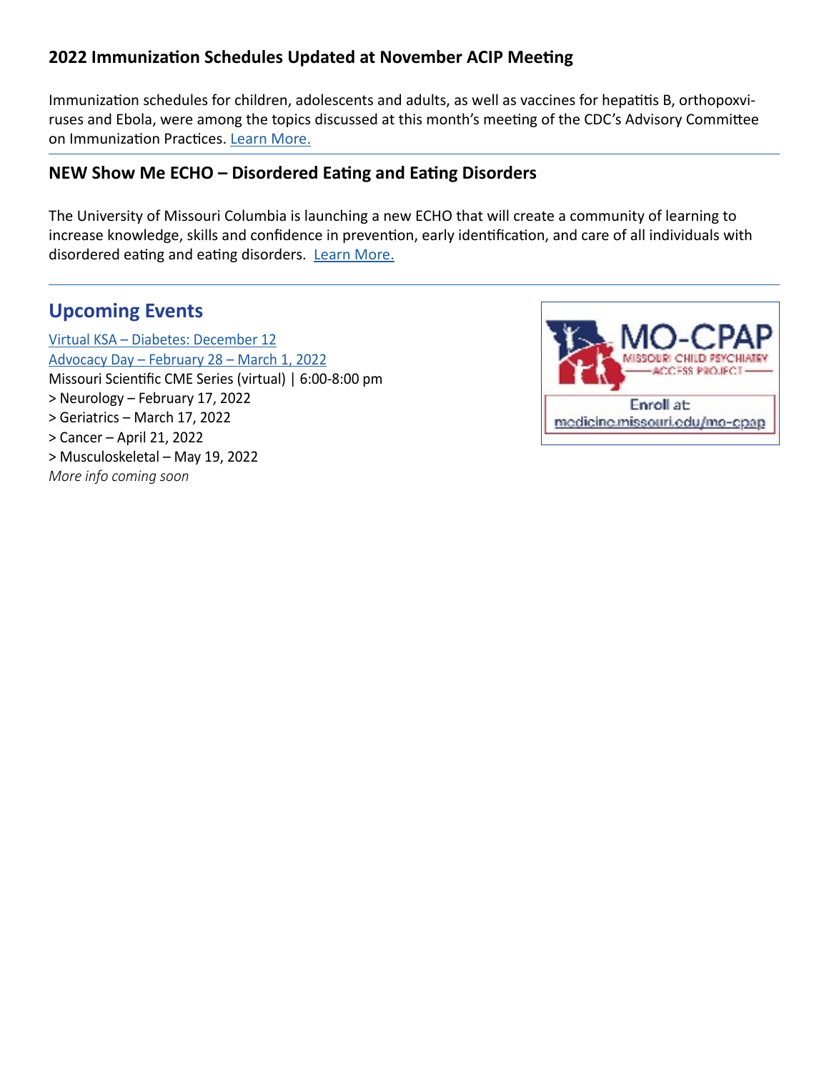## 2022 Immunization Schedules Updated at November ACIP Meeting

Immunization schedules for children, adolescents and adults, as well as vaccines for hepatitis B, orthopoxviruses and Ebola, were among the topics discussed at this month's meeting of the CDC's Advisory Committee on Immunization Practices. Learn More.

## NEW Show Me ECHO – Disordered Eating and Eating Disorders

The University of Missouri Columbia is launching a new ECHO that will create a community of learning to increase knowledge, skills and confidence in prevention, early identification, and care of all individuals with disordered eating and eating disorders. Learn More.

## Upcoming Events

Virtual KSA – Diabetes: December 12
Advocacy Day – February 28 – March 1, 2022
Missouri Scientific CME Series (virtual) | 6:00-8:00 pm
> Neurology – February 17, 2022
> Geriatrics – March 17, 2022
> Cancer – April 21, 2022
> Musculoskeletal – May 19, 2022
*More info coming soon*

MO-CPAP
MISSOURI CHILD PSYCHIATRY ACCESS PROJECT
Enroll at: medicine.missouri.edu/mo-cpap